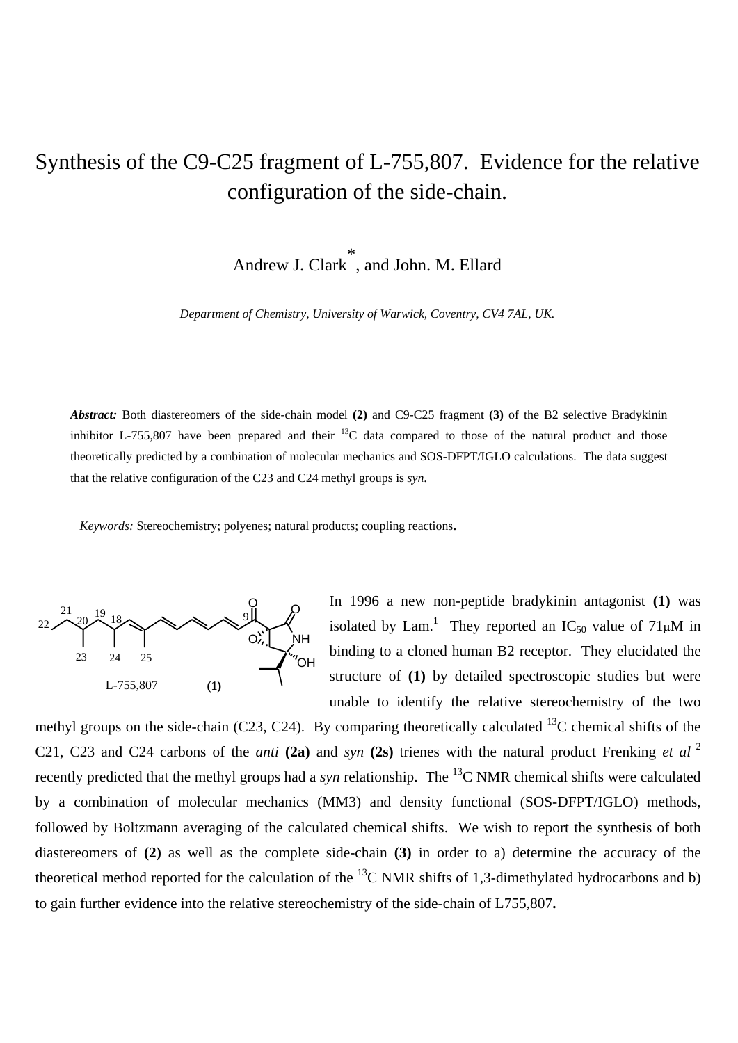# Synthesis of the C9-C25 fragment of L-755,807. Evidence for the relative configuration of the side-chain.

Andrew J. Clark*, and John. M. Ellard

*Department of Chemistry, University of Warwick, Coventry, CV4 7AL, UK.*

***Abstract:*** Both diastereomers of the side-chain model **(2)** and C9-C25 fragment **(3)** of the B2 selective Bradykinin inhibitor L-755,807 have been prepared and their $^{13}C$ data compared to those of the natural product and those theoretically predicted by a combination of molecular mechanics and SOS-DFPT/IGLO calculations. The data suggest that the relative configuration of the C23 and C24 methyl groups is *syn*.

*Keywords:* Stereochemistry; polyenes; natural products; coupling reactions.

L-755,807 **(1)**

In 1996 a new non-peptide bradykinin antagonist **(1)** was isolated by Lam.[1] They reported an $IC_{50}$ value of 71μM in binding to a cloned human B2 receptor. They elucidated the structure of **(1)** by detailed spectroscopic studies but were unable to identify the relative stereochemistry of the two methyl groups on the side-chain (C23, C24). By comparing theoretically calculated $^{13}C$ chemical shifts of the C21, C23 and C24 carbons of the *anti* **(2a)** and *syn* **(2s)** trienes with the natural product Frenking *et al* [2] recently predicted that the methyl groups had a *syn* relationship. The $^{13}C$ NMR chemical shifts were calculated by a combination of molecular mechanics (MM3) and density functional (SOS-DFPT/IGLO) methods, followed by Boltzmann averaging of the calculated chemical shifts. We wish to report the synthesis of both diastereomers of **(2)** as well as the complete side-chain **(3)** in order to a) determine the accuracy of the theoretical method reported for the calculation of the $^{13}C$ NMR shifts of 1,3-dimethylated hydrocarbons and b) to gain further evidence into the relative stereochemistry of the side-chain of L755,807**.**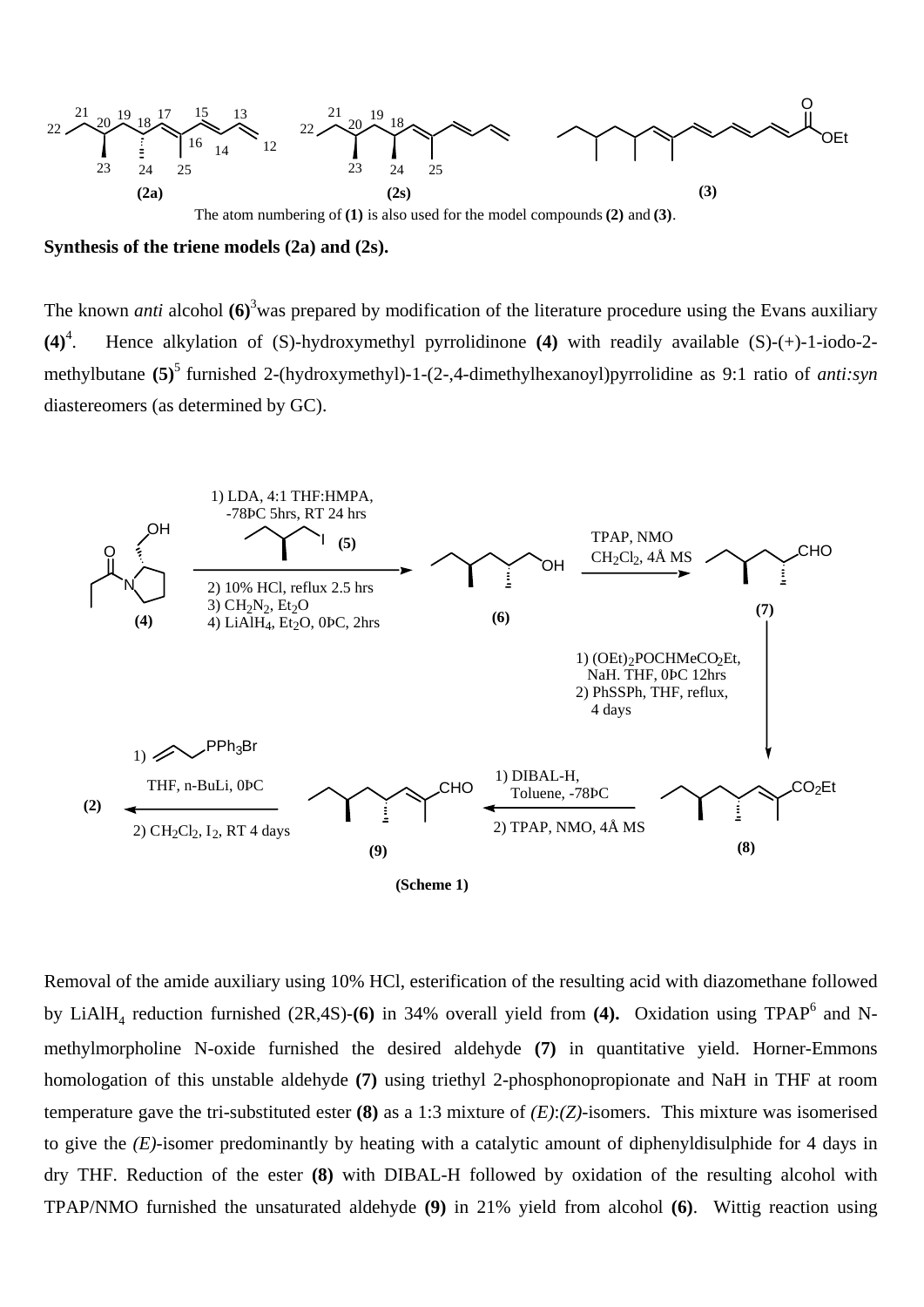(2a) (2s) (3)

The atom numbering of **(1)** is also used for the model compounds **(2)** and **(3)**.

**Synthesis of the triene models (2a) and (2s).**

The known *anti* alcohol **(6)**[3] was prepared by modification of the literature procedure using the Evans auxiliary **(4)**[4]. Hence alkylation of (S)-hydroxymethyl pyrrolidinone **(4)** with readily available (S)-(+)-1-iodo-2-methylbutane **(5)**[5] furnished 2-(hydroxymethyl)-1-(2-,4-dimethylhexanoyl)pyrrolidine as 9:1 ratio of *anti:syn* diastereomers (as determined by GC).

1) LDA, 4:1 THF:HMPA, -78ÞC 5hrs, RT 24 hrs (5); 2) 10% HCl, reflux 2.5 hrs; 3) $CH_2N_2$, $Et_2O$; 4) $LiAlH_4$, $Et_2O$, 0ÞC, 2hrs

TPAP, NMO $CH_2Cl_2$, 4Å MS

1) $(OEt)_2POCHMeCO_2Et$, NaH. THF, 0ÞC 12hrs; 2) PhSSPh, THF, reflux, 4 days

1) DIBAL-H, Toluene, -78ÞC; 2) TPAP, NMO, 4Å MS

1) allyl-$PPh_3Br$ THF, n-BuLi, 0ÞC; 2) $CH_2Cl_2$, $I_2$, RT 4 days

**(Scheme 1)**

Removal of the amide auxiliary using 10% HCl, esterification of the resulting acid with diazomethane followed by $LiAlH_4$ reduction furnished (2R,4S)-**(6)** in 34% overall yield from **(4).** Oxidation using TPAP[6] and N-methylmorpholine N-oxide furnished the desired aldehyde **(7)** in quantitative yield. Horner-Emmons homologation of this unstable aldehyde **(7)** using triethyl 2-phosphonopropionate and NaH in THF at room temperature gave the tri-substituted ester **(8)** as a 1:3 mixture of *(E)*:*(Z)*-isomers. This mixture was isomerised to give the *(E)*-isomer predominantly by heating with a catalytic amount of diphenyldisulphide for 4 days in dry THF. Reduction of the ester **(8)** with DIBAL-H followed by oxidation of the resulting alcohol with TPAP/NMO furnished the unsaturated aldehyde **(9)** in 21% yield from alcohol **(6)**. Wittig reaction using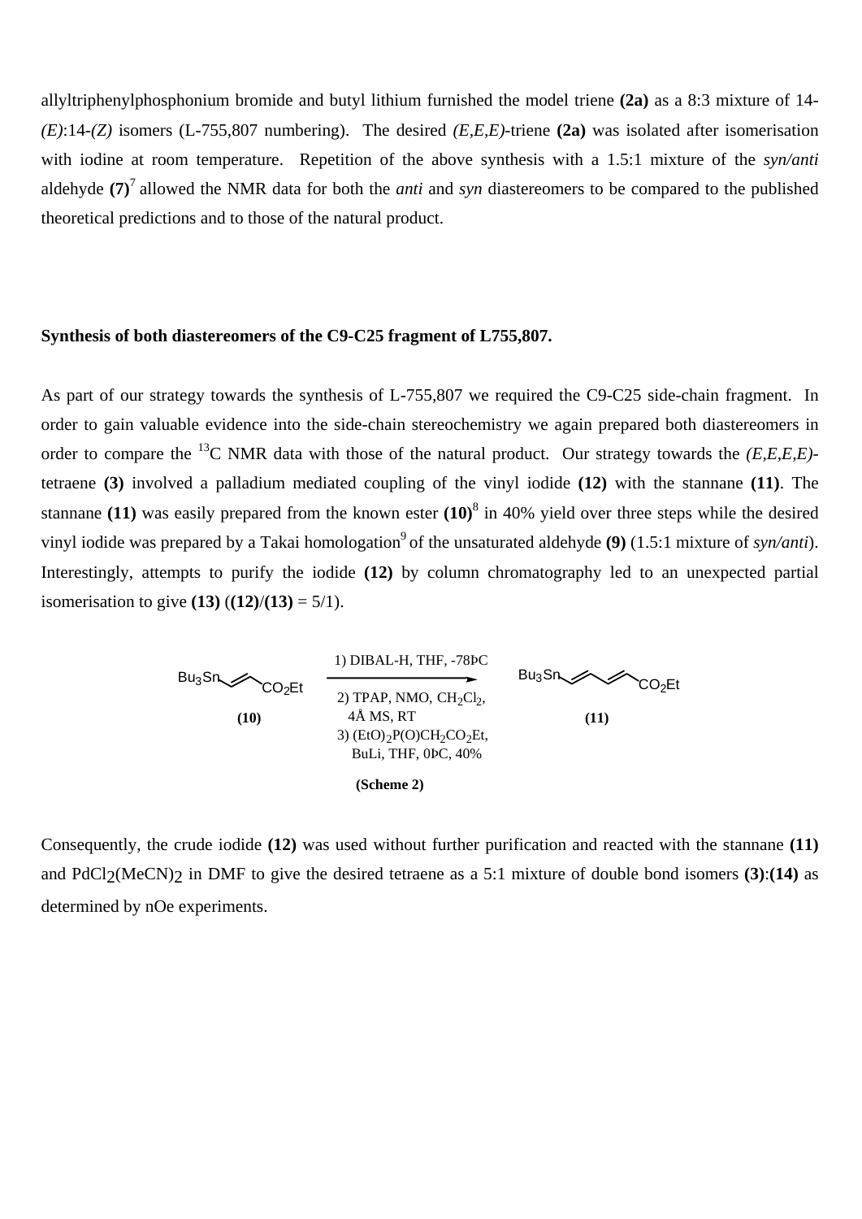allyltriphenylphosphonium bromide and butyl lithium furnished the model triene **(2a)** as a 8:3 mixture of 14-*(E)*:14-*(Z)* isomers (L-755,807 numbering). The desired *(E,E,E)*-triene **(2a)** was isolated after isomerisation with iodine at room temperature. Repetition of the above synthesis with a 1.5:1 mixture of the *syn/anti* aldehyde **(7)**[7] allowed the NMR data for both the *anti* and *syn* diastereomers to be compared to the published theoretical predictions and to those of the natural product.

**Synthesis of both diastereomers of the C9-C25 fragment of L755,807.**

As part of our strategy towards the synthesis of L-755,807 we required the C9-C25 side-chain fragment. In order to gain valuable evidence into the side-chain stereochemistry we again prepared both diastereomers in order to compare the $^{13}$C NMR data with those of the natural product. Our strategy towards the *(E,E,E,E)*-tetraene **(3)** involved a palladium mediated coupling of the vinyl iodide **(12)** with the stannane **(11)**. The stannane **(11)** was easily prepared from the known ester **(10)**[8] in 40% yield over three steps while the desired vinyl iodide was prepared by a Takai homologation[9] of the unsaturated aldehyde **(9)** (1.5:1 mixture of *syn/anti*). Interestingly, attempts to purify the iodide **(12)** by column chromatography led to an unexpected partial isomerisation to give **(13)** (**(12)**/**(13)** = 5/1).

$Bu_3Sn$–CH=CH–$CO_2Et$ **(10)** → 1) DIBAL-H, THF, -78ÞC; 2) TPAP, NMO, $CH_2Cl_2$, 4Å MS, RT; 3) $(EtO)_2P(O)CH_2CO_2Et$, BuLi, THF, 0ÞC, 40% → $Bu_3Sn$–CH=CH–CH=CH–$CO_2Et$ **(11)**

**(Scheme 2)**

Consequently, the crude iodide **(12)** was used without further purification and reacted with the stannane **(11)** and $PdCl_2(MeCN)_2$ in DMF to give the desired tetraene as a 5:1 mixture of double bond isomers **(3)**:**(14)** as determined by nOe experiments.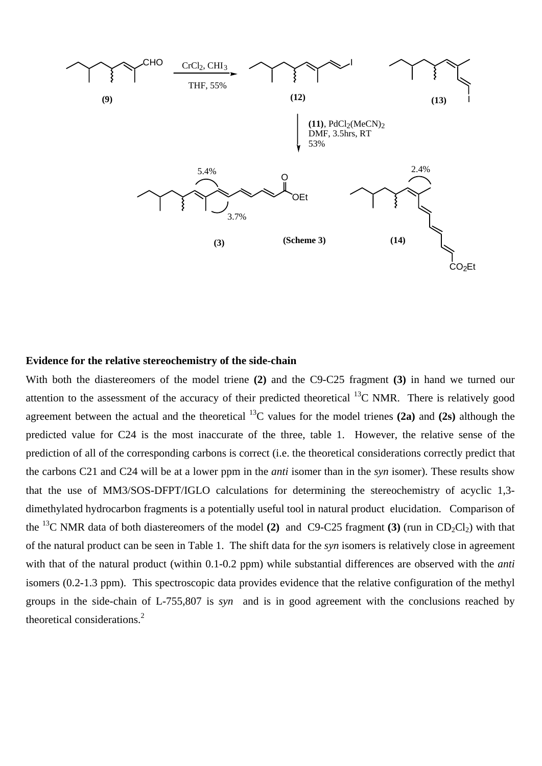(Scheme 3)

## Evidence for the relative stereochemistry of the side-chain

With both the diastereomers of the model triene **(2)** and the C9-C25 fragment **(3)** in hand we turned our attention to the assessment of the accuracy of their predicted theoretical $^{13}$C NMR. There is relatively good agreement between the actual and the theoretical $^{13}$C values for the model trienes **(2a)** and **(2s)** although the predicted value for C24 is the most inaccurate of the three, table 1. However, the relative sense of the prediction of all of the corresponding carbons is correct (i.e. the theoretical considerations correctly predict that the carbons C21 and C24 will be at a lower ppm in the *anti* isomer than in the *syn* isomer). These results show that the use of MM3/SOS-DFPT/IGLO calculations for determining the stereochemistry of acyclic 1,3-dimethylated hydrocarbon fragments is a potentially useful tool in natural product elucidation. Comparison of the $^{13}$C NMR data of both diastereomers of the model **(2)** and C9-C25 fragment **(3)** (run in $CD_2Cl_2$) with that of the natural product can be seen in Table 1. The shift data for the *syn* isomers is relatively close in agreement with that of the natural product (within 0.1-0.2 ppm) while substantial differences are observed with the *anti* isomers (0.2-1.3 ppm). This spectroscopic data provides evidence that the relative configuration of the methyl groups in the side-chain of L-755,807 is *syn* and is in good agreement with the conclusions reached by theoretical considerations.[2]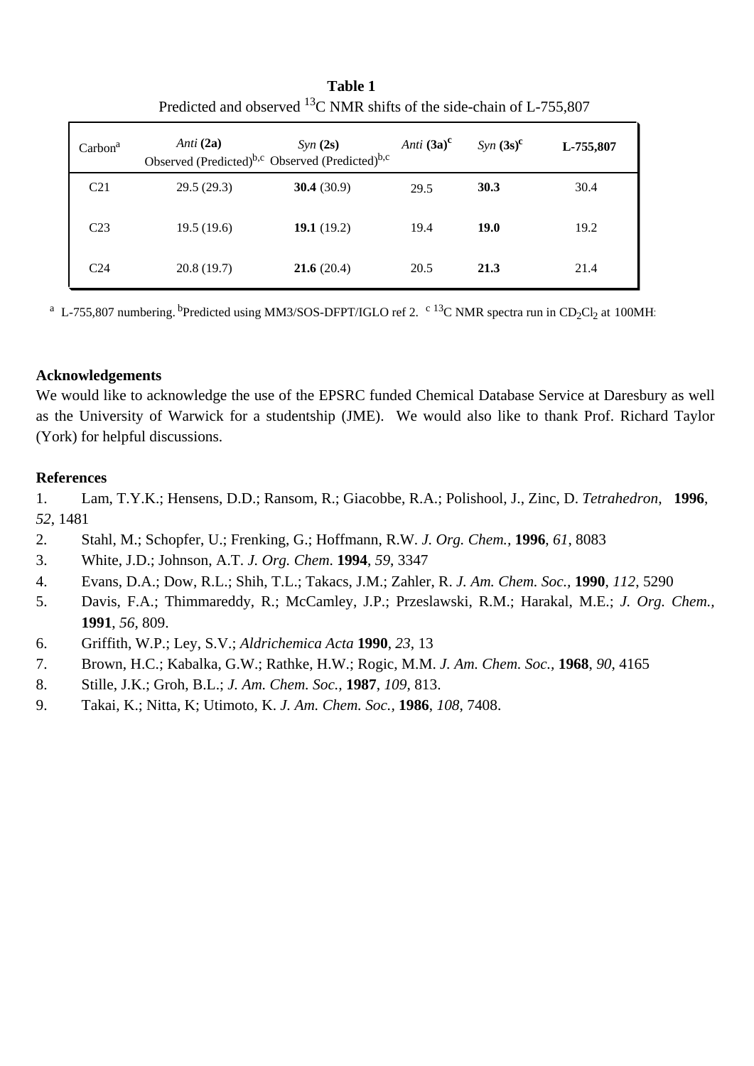**Table 1**
Predicted and observed $^{13}C$ NMR shifts of the side-chain of L-755,807

| Carbon[a] | *Anti* **(2a)** Observed (Predicted)[b,c] | *Syn* **(2s)** Observed (Predicted)[b,c] | *Anti* **(3a)**[c] | *Syn* **(3s)**[c] | **L-755,807** |
|---|---|---|---|---|---|
| C21 | 29.5 (29.3) | **30.4** (30.9) | 29.5 | **30.3** | 30.4 |
| C23 | 19.5 (19.6) | **19.1** (19.2) | 19.4 | **19.0** | 19.2 |
| C24 | 20.8 (19.7) | **21.6** (20.4) | 20.5 | **21.3** | 21.4 |

[a] L-755,807 numbering. [b]Predicted using MM3/SOS-DFPT/IGLO ref 2. [c] $^{13}C$ NMR spectra run in $CD_2Cl_2$ at 100MHz

## Acknowledgements

We would like to acknowledge the use of the EPSRC funded Chemical Database Service at Daresbury as well as the University of Warwick for a studentship (JME). We would also like to thank Prof. Richard Taylor (York) for helpful discussions.

## References

1. Lam, T.Y.K.; Hensens, D.D.; Ransom, R.; Giacobbe, R.A.; Polishool, J., Zinc, D. *Tetrahedron*, **1996**, *52*, 1481
2. Stahl, M.; Schopfer, U.; Frenking, G.; Hoffmann, R.W. *J. Org. Chem.*, **1996**, *61*, 8083
3. White, J.D.; Johnson, A.T. *J. Org. Chem.* **1994**, *59*, 3347
4. Evans, D.A.; Dow, R.L.; Shih, T.L.; Takacs, J.M.; Zahler, R. *J. Am. Chem. Soc.*, **1990**, *112*, 5290
5. Davis, F.A.; Thimmareddy, R.; McCamley, J.P.; Przeslawski, R.M.; Harakal, M.E.; *J. Org. Chem.*, **1991**, *56*, 809.
6. Griffith, W.P.; Ley, S.V.; *Aldrichemica Acta* **1990**, *23*, 13
7. Brown, H.C.; Kabalka, G.W.; Rathke, H.W.; Rogic, M.M. *J. Am. Chem. Soc.*, **1968**, *90*, 4165
8. Stille, J.K.; Groh, B.L.; *J. Am. Chem. Soc.*, **1987**, *109*, 813.
9. Takai, K.; Nitta, K; Utimoto, K. *J. Am. Chem. Soc.*, **1986**, *108*, 7408.